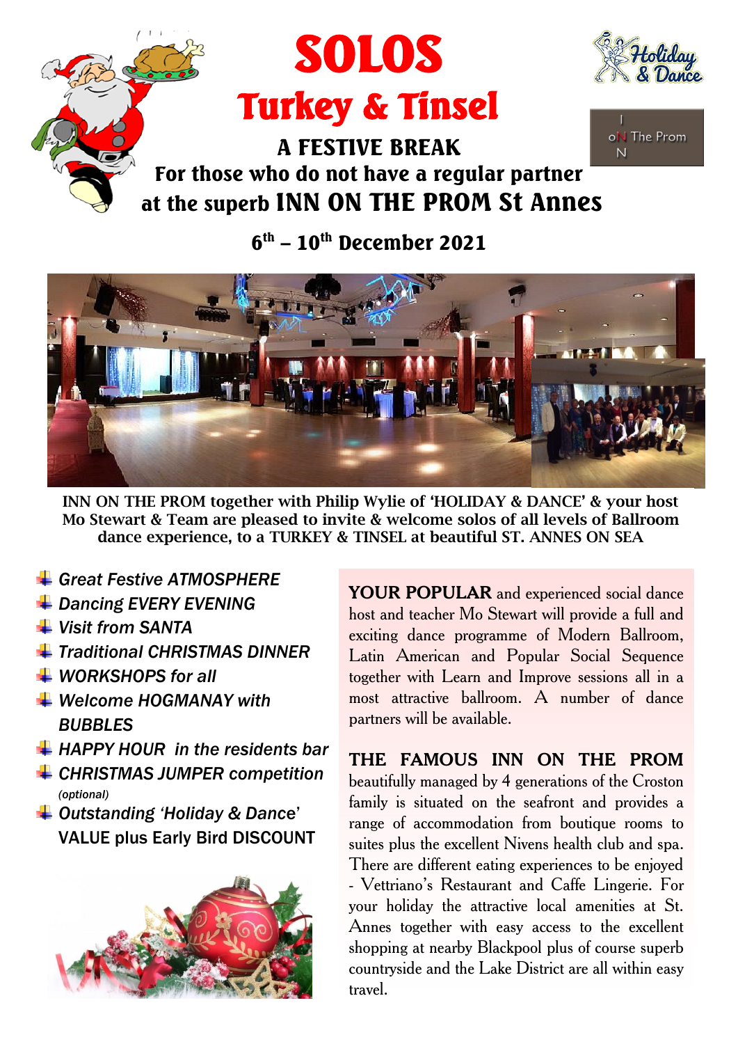# SOLOS

# Turkey & Tinsel

## A FESTIVE BREAK

### For those who do not have a regular partner at the superb INN ON THE PROM St Annes

### 6th – 10th December 2021

**INN ON THE PROM together with Philip Wylie of 'HOLIDAY & DANCE' & your host Mo Stewart & Team are pleased to invite & welcome solos of all levels of Ballroom dance experience, to a TURKEY & TINSEL at beautiful ST. ANNES ON SEA**

- *Great Festive ATMOSPHERE*
- *Dancing EVERY EVENING*
- *Visit from SANTA*
- *Traditional CHRISTMAS DINNER*
- *WORKSHOPS for all*
- *Welcome HOGMANAY with BUBBLES*
- *HAPPY HOUR in the residents bar*
- *CHRISTMAS JUMPER competition (optional)*
- *Outstanding 'Holiday & Dance'* VALUE plus Early Bird DISCOUNT

**YOUR POPULAR** and experienced social dance host and teacher Mo Stewart will provide a full and exciting dance programme of Modern Ballroom, Latin American and Popular Social Sequence together with Learn and Improve sessions all in a most attractive ballroom. A number of dance partners will be available.

**THE FAMOUS INN ON THE PROM** beautifully managed by 4 generations of the Croston family is situated on the seafront and provides a range of accommodation from boutique rooms to suites plus the excellent Nivens health club and spa. There are different eating experiences to be enjoyed - Vettriano's Restaurant and Caffe Lingerie. For your holiday the attractive local amenities at St. Annes together with easy access to the excellent shopping at nearby Blackpool plus of course superb countryside and the Lake District are all within easy travel.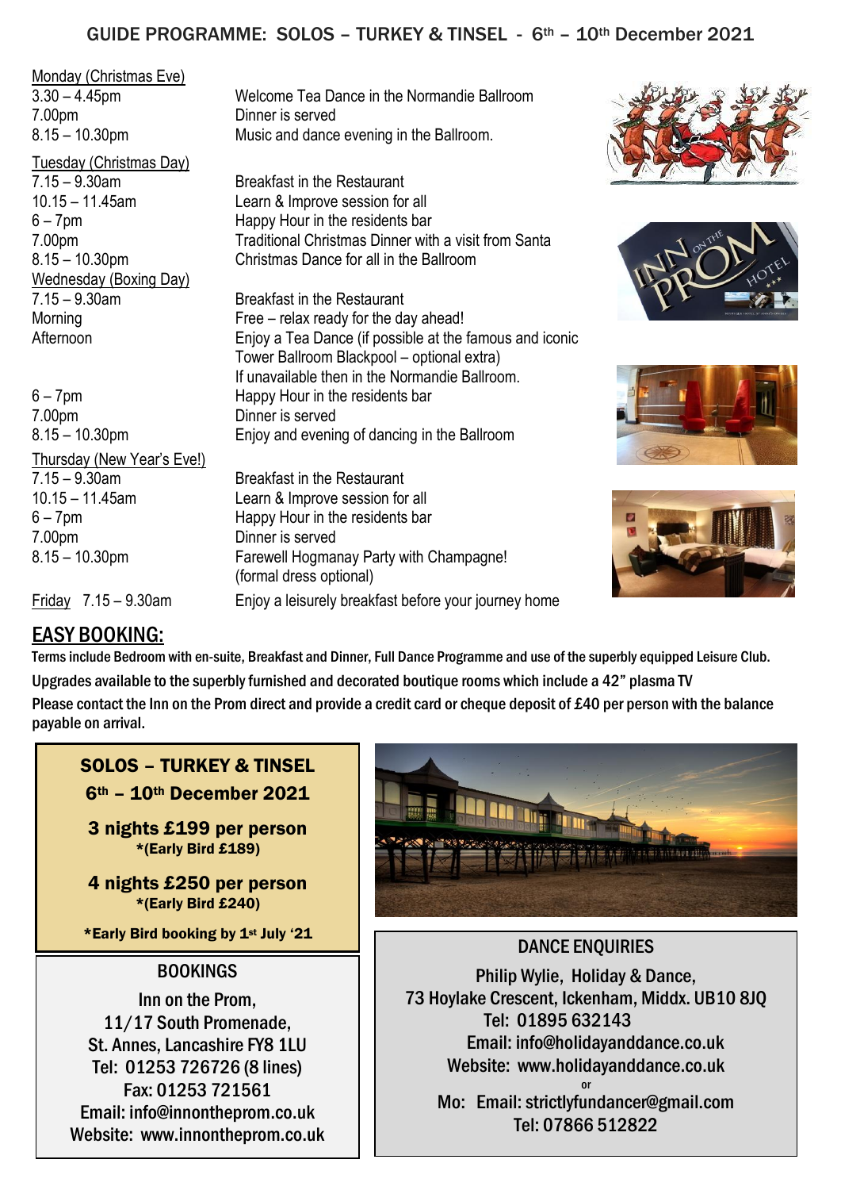## GUIDE PROGRAMME: SOLOS – TURKEY & TINSEL - 6th – 10th December 2021

Monday (Christmas Eve)

| | |
|---|---|
| 3.30 – 4.45pm | Welcome Tea Dance in the Normandie Ballroom |
| 7.00pm | Dinner is served |
| 8.15 – 10.30pm | Music and dance evening in the Ballroom. |

Tuesday (Christmas Day)

| | |
|---|---|
| 7.15 – 9.30am | Breakfast in the Restaurant |
| 10.15 – 11.45am | Learn & Improve session for all |
| 6 – 7pm | Happy Hour in the residents bar |
| 7.00pm | Traditional Christmas Dinner with a visit from Santa |
| 8.15 – 10.30pm | Christmas Dance for all in the Ballroom |

Wednesday (Boxing Day)

| | |
|---|---|
| 7.15 – 9.30am | Breakfast in the Restaurant |
| Morning | Free – relax ready for the day ahead! |
| Afternoon | Enjoy a Tea Dance (if possible at the famous and iconic Tower Ballroom Blackpool – optional extra) If unavailable then in the Normandie Ballroom. |
| 6 – 7pm | Happy Hour in the residents bar |
| 7.00pm | Dinner is served |
| 8.15 – 10.30pm | Enjoy and evening of dancing in the Ballroom |

Thursday (New Year's Eve!)

| | |
|---|---|
| 7.15 – 9.30am | Breakfast in the Restaurant |
| 10.15 – 11.45am | Learn & Improve session for all |
| 6 – 7pm | Happy Hour in the residents bar |
| 7.00pm | Dinner is served |
| 8.15 – 10.30pm | Farewell Hogmanay Party with Champagne! (formal dress optional) |

Friday 7.15 – 9.30am — Enjoy a leisurely breakfast before your journey home

## EASY BOOKING:

**Terms include Bedroom with en-suite, Breakfast and Dinner, Full Dance Programme and use of the superbly equipped Leisure Club.**

Upgrades available to the superbly furnished and decorated boutique rooms which include a 42" plasma TV

Please contact the Inn on the Prom direct and provide a credit card or cheque deposit of £40 per person with the balance payable on arrival.

**SOLOS – TURKEY & TINSEL**
**6th – 10th December 2021**

**3 nights £199 per person**
***(Early Bird £189)**

**4 nights £250 per person**
***(Early Bird £240)**

***Early Bird booking by 1st July '21**

### BOOKINGS

Inn on the Prom,
11/17 South Promenade,
St. Annes, Lancashire FY8 1LU
Tel: 01253 726726 (8 lines)
Fax: 01253 721561
Email: info@innontheprom.co.uk
Website: www.innontheprom.co.uk

### DANCE ENQUIRIES

Philip Wylie, Holiday & Dance,
73 Hoylake Crescent, Ickenham, Middx. UB10 8JQ
Tel: 01895 632143
Email: info@holidayanddance.co.uk
Website: www.holidayanddance.co.uk
or
Mo: Email: strictlyfundancer@gmail.com
Tel: 07866 512822